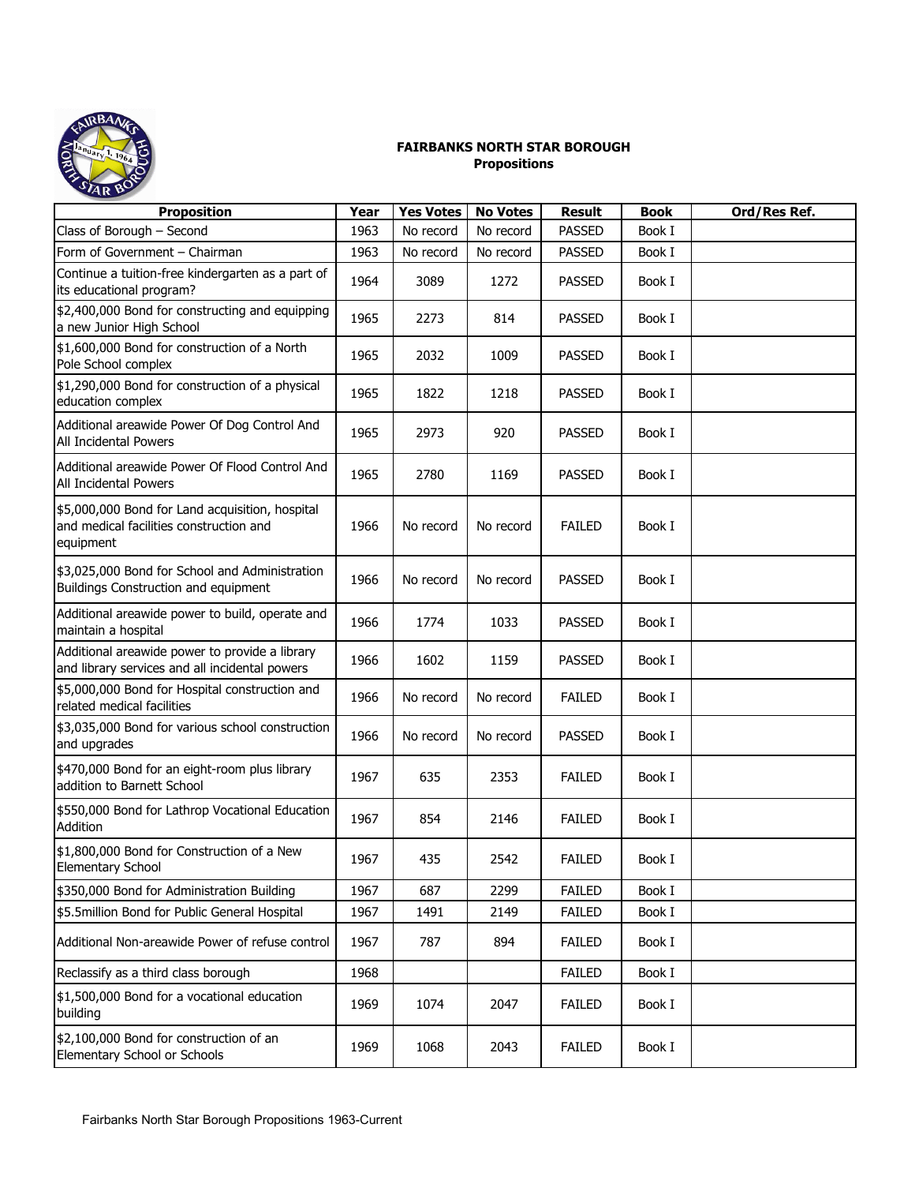**FAIRBANKS NORTH STAR BOROUGH**
**Propositions**

| Proposition | Year | Yes Votes | No Votes | Result | Book | Ord/Res Ref. |
|---|---|---|---|---|---|---|
| Class of Borough – Second | 1963 | No record | No record | PASSED | Book I | |
| Form of Government – Chairman | 1963 | No record | No record | PASSED | Book I | |
| Continue a tuition-free kindergarten as a part of its educational program? | 1964 | 3089 | 1272 | PASSED | Book I | |
| $2,400,000 Bond for constructing and equipping a new Junior High School | 1965 | 2273 | 814 | PASSED | Book I | |
| $1,600,000 Bond for construction of a North Pole School complex | 1965 | 2032 | 1009 | PASSED | Book I | |
| $1,290,000 Bond for construction of a physical education complex | 1965 | 1822 | 1218 | PASSED | Book I | |
| Additional areawide Power Of Dog Control And All Incidental Powers | 1965 | 2973 | 920 | PASSED | Book I | |
| Additional areawide Power Of Flood Control And All Incidental Powers | 1965 | 2780 | 1169 | PASSED | Book I | |
| $5,000,000 Bond for Land acquisition, hospital and medical facilities construction and equipment | 1966 | No record | No record | FAILED | Book I | |
| $3,025,000 Bond for School and Administration Buildings Construction and equipment | 1966 | No record | No record | PASSED | Book I | |
| Additional areawide power to build, operate and maintain a hospital | 1966 | 1774 | 1033 | PASSED | Book I | |
| Additional areawide power to provide a library and library services and all incidental powers | 1966 | 1602 | 1159 | PASSED | Book I | |
| $5,000,000 Bond for Hospital construction and related medical facilities | 1966 | No record | No record | FAILED | Book I | |
| $3,035,000 Bond for various school construction and upgrades | 1966 | No record | No record | PASSED | Book I | |
| $470,000 Bond for an eight-room plus library addition to Barnett School | 1967 | 635 | 2353 | FAILED | Book I | |
| $550,000 Bond for Lathrop Vocational Education Addition | 1967 | 854 | 2146 | FAILED | Book I | |
| $1,800,000 Bond for Construction of a New Elementary School | 1967 | 435 | 2542 | FAILED | Book I | |
| $350,000 Bond for Administration Building | 1967 | 687 | 2299 | FAILED | Book I | |
| $5.5million Bond for Public General Hospital | 1967 | 1491 | 2149 | FAILED | Book I | |
| Additional Non-areawide Power of refuse control | 1967 | 787 | 894 | FAILED | Book I | |
| Reclassify as a third class borough | 1968 | | | FAILED | Book I | |
| $1,500,000 Bond for a vocational education building | 1969 | 1074 | 2047 | FAILED | Book I | |
| $2,100,000 Bond for construction of an Elementary School or Schools | 1969 | 1068 | 2043 | FAILED | Book I | |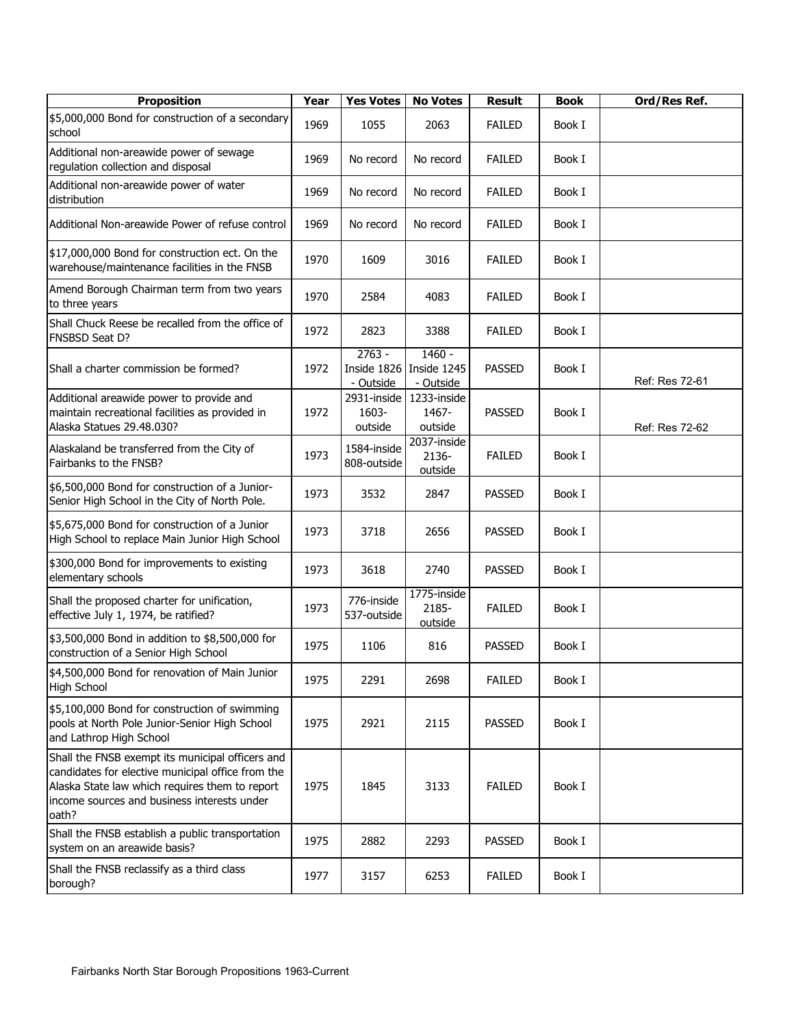| Proposition | Year | Yes Votes | No Votes | Result | Book | Ord/Res Ref. |
|---|---|---|---|---|---|---|
| $5,000,000 Bond for construction of a secondary school | 1969 | 1055 | 2063 | FAILED | Book I | |
| Additional non-areawide power of sewage regulation collection and disposal | 1969 | No record | No record | FAILED | Book I | |
| Additional non-areawide power of water distribution | 1969 | No record | No record | FAILED | Book I | |
| Additional Non-areawide Power of refuse control | 1969 | No record | No record | FAILED | Book I | |
| $17,000,000 Bond for construction ect. On the warehouse/maintenance facilities in the FNSB | 1970 | 1609 | 3016 | FAILED | Book I | |
| Amend Borough Chairman term from two years to three years | 1970 | 2584 | 4083 | FAILED | Book I | |
| Shall Chuck Reese be recalled from the office of FNSBSD Seat D? | 1972 | 2823 | 3388 | FAILED | Book I | |
| Shall a charter commission be formed? | 1972 | 2763 - Inside 1826 - Outside | 1460 - Inside 1245 - Outside | PASSED | Book I | Ref: Res 72-61 |
| Additional areawide power to provide and maintain recreational facilities as provided in Alaska Statues 29.48.030? | 1972 | 2931-inside 1603-outside | 1233-inside 1467-outside | PASSED | Book I | Ref: Res 72-62 |
| Alaskaland be transferred from the City of Fairbanks to the FNSB? | 1973 | 1584-inside 808-outside | 2037-inside 2136-outside | FAILED | Book I | |
| $6,500,000 Bond for construction of a Junior-Senior High School in the City of North Pole. | 1973 | 3532 | 2847 | PASSED | Book I | |
| $5,675,000 Bond for construction of a Junior High School to replace Main Junior High School | 1973 | 3718 | 2656 | PASSED | Book I | |
| $300,000 Bond for improvements to existing elementary schools | 1973 | 3618 | 2740 | PASSED | Book I | |
| Shall the proposed charter for unification, effective July 1, 1974, be ratified? | 1973 | 776-inside 537-outside | 1775-inside 2185-outside | FAILED | Book I | |
| $3,500,000 Bond in addition to $8,500,000 for construction of a Senior High School | 1975 | 1106 | 816 | PASSED | Book I | |
| $4,500,000 Bond for renovation of Main Junior High School | 1975 | 2291 | 2698 | FAILED | Book I | |
| $5,100,000 Bond for construction of swimming pools at North Pole Junior-Senior High School and Lathrop High School | 1975 | 2921 | 2115 | PASSED | Book I | |
| Shall the FNSB exempt its municipal officers and candidates for elective municipal office from the Alaska State law which requires them to report income sources and business interests under oath? | 1975 | 1845 | 3133 | FAILED | Book I | |
| Shall the FNSB establish a public transportation system on an areawide basis? | 1975 | 2882 | 2293 | PASSED | Book I | |
| Shall the FNSB reclassify as a third class borough? | 1977 | 3157 | 6253 | FAILED | Book I | |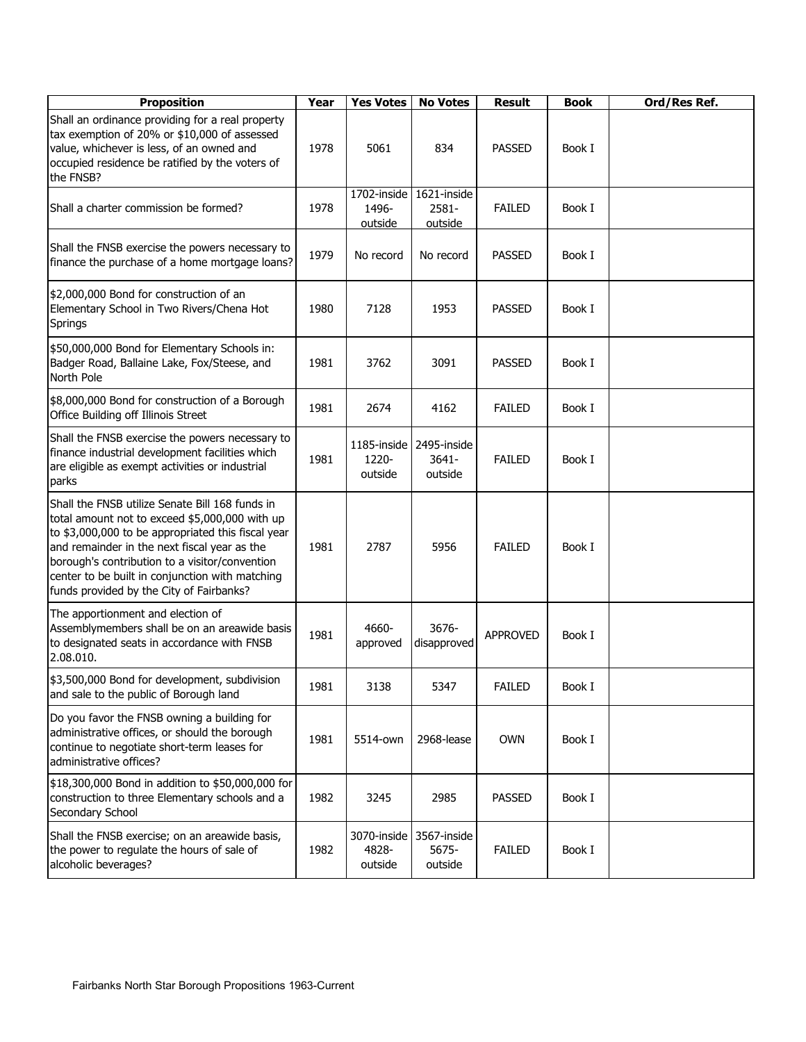| Proposition | Year | Yes Votes | No Votes | Result | Book | Ord/Res Ref. |
|---|---|---|---|---|---|---|
| Shall an ordinance providing for a real property tax exemption of 20% or $10,000 of assessed value, whichever is less, of an owned and occupied residence be ratified by the voters of the FNSB? | 1978 | 5061 | 834 | PASSED | Book I | |
| Shall a charter commission be formed? | 1978 | 1702-inside 1496-outside | 1621-inside 2581-outside | FAILED | Book I | |
| Shall the FNSB exercise the powers necessary to finance the purchase of a home mortgage loans? | 1979 | No record | No record | PASSED | Book I | |
| $2,000,000 Bond for construction of an Elementary School in Two Rivers/Chena Hot Springs | 1980 | 7128 | 1953 | PASSED | Book I | |
| $50,000,000 Bond for Elementary Schools in: Badger Road, Ballaine Lake, Fox/Steese, and North Pole | 1981 | 3762 | 3091 | PASSED | Book I | |
| $8,000,000 Bond for construction of a Borough Office Building off Illinois Street | 1981 | 2674 | 4162 | FAILED | Book I | |
| Shall the FNSB exercise the powers necessary to finance industrial development facilities which are eligible as exempt activities or industrial parks | 1981 | 1185-inside 1220-outside | 2495-inside 3641-outside | FAILED | Book I | |
| Shall the FNSB utilize Senate Bill 168 funds in total amount not to exceed $5,000,000 with up to $3,000,000 to be appropriated this fiscal year and remainder in the next fiscal year as the borough's contribution to a visitor/convention center to be built in conjunction with matching funds provided by the City of Fairbanks? | 1981 | 2787 | 5956 | FAILED | Book I | |
| The apportionment and election of Assemblymembers shall be on an areawide basis to designated seats in accordance with FNSB 2.08.010. | 1981 | 4660-approved | 3676-disapproved | APPROVED | Book I | |
| $3,500,000 Bond for development, subdivision and sale to the public of Borough land | 1981 | 3138 | 5347 | FAILED | Book I | |
| Do you favor the FNSB owning a building for administrative offices, or should the borough continue to negotiate short-term leases for administrative offices? | 1981 | 5514-own | 2968-lease | OWN | Book I | |
| $18,300,000 Bond in addition to $50,000,000 for construction to three Elementary schools and a Secondary School | 1982 | 3245 | 2985 | PASSED | Book I | |
| Shall the FNSB exercise; on an areawide basis, the power to regulate the hours of sale of alcoholic beverages? | 1982 | 3070-inside 4828-outside | 3567-inside 5675-outside | FAILED | Book I | |

Fairbanks North Star Borough Propositions 1963-Current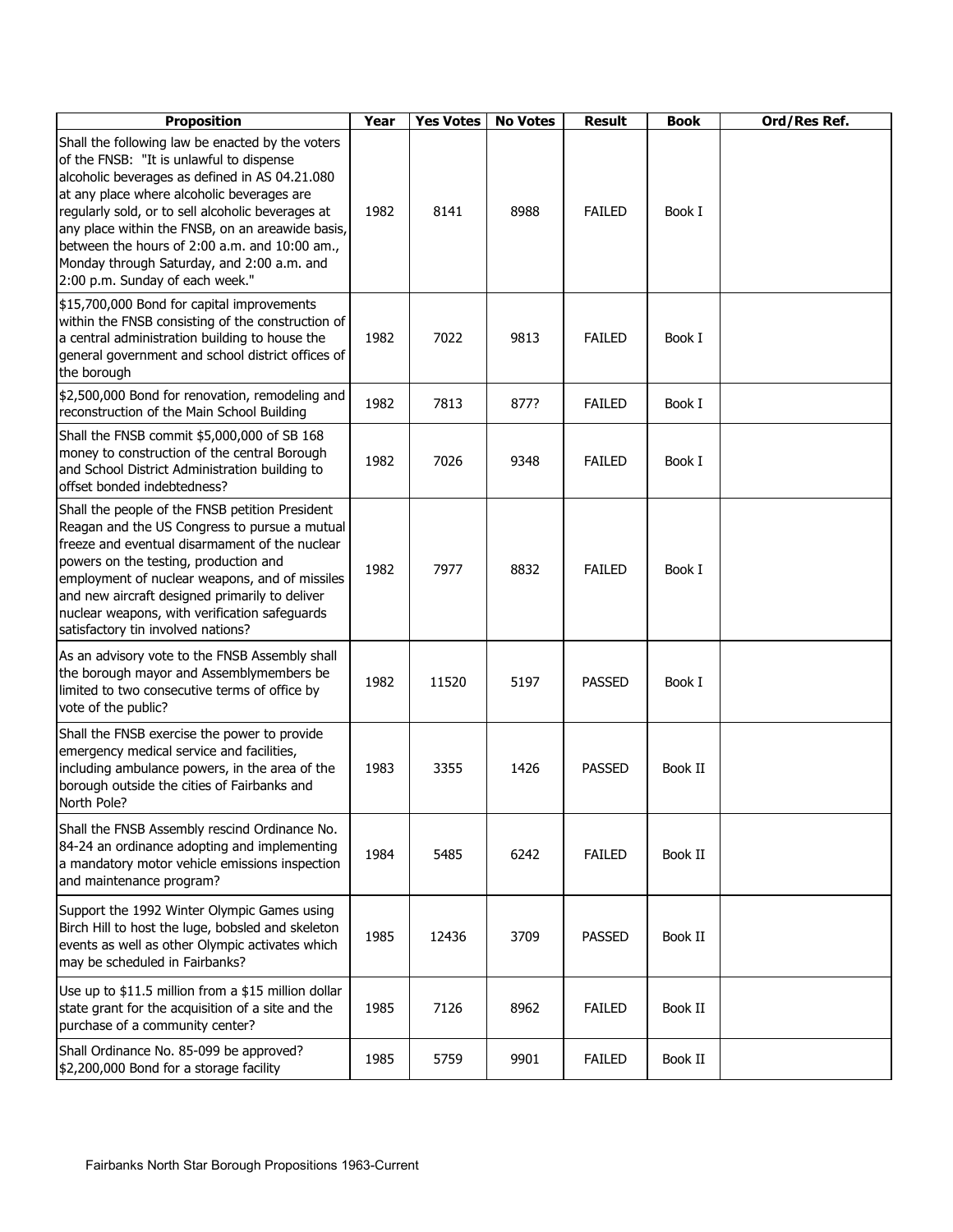| Proposition | Year | Yes Votes | No Votes | Result | Book | Ord/Res Ref. |
|---|---|---|---|---|---|---|
| Shall the following law be enacted by the voters of the FNSB: "It is unlawful to dispense alcoholic beverages as defined in AS 04.21.080 at any place where alcoholic beverages are regularly sold, or to sell alcoholic beverages at any place within the FNSB, on an areawide basis, between the hours of 2:00 a.m. and 10:00 am., Monday through Saturday, and 2:00 a.m. and 2:00 p.m. Sunday of each week." | 1982 | 8141 | 8988 | FAILED | Book I | |
| $15,700,000 Bond for capital improvements within the FNSB consisting of the construction of a central administration building to house the general government and school district offices of the borough | 1982 | 7022 | 9813 | FAILED | Book I | |
| $2,500,000 Bond for renovation, remodeling and reconstruction of the Main School Building | 1982 | 7813 | 877? | FAILED | Book I | |
| Shall the FNSB commit $5,000,000 of SB 168 money to construction of the central Borough and School District Administration building to offset bonded indebtedness? | 1982 | 7026 | 9348 | FAILED | Book I | |
| Shall the people of the FNSB petition President Reagan and the US Congress to pursue a mutual freeze and eventual disarmament of the nuclear powers on the testing, production and employment of nuclear weapons, and of missiles and new aircraft designed primarily to deliver nuclear weapons, with verification safeguards satisfactory tin involved nations? | 1982 | 7977 | 8832 | FAILED | Book I | |
| As an advisory vote to the FNSB Assembly shall the borough mayor and Assemblymembers be limited to two consecutive terms of office by vote of the public? | 1982 | 11520 | 5197 | PASSED | Book I | |
| Shall the FNSB exercise the power to provide emergency medical service and facilities, including ambulance powers, in the area of the borough outside the cities of Fairbanks and North Pole? | 1983 | 3355 | 1426 | PASSED | Book II | |
| Shall the FNSB Assembly rescind Ordinance No. 84-24 an ordinance adopting and implementing a mandatory motor vehicle emissions inspection and maintenance program? | 1984 | 5485 | 6242 | FAILED | Book II | |
| Support the 1992 Winter Olympic Games using Birch Hill to host the luge, bobsled and skeleton events as well as other Olympic activates which may be scheduled in Fairbanks? | 1985 | 12436 | 3709 | PASSED | Book II | |
| Use up to $11.5 million from a $15 million dollar state grant for the acquisition of a site and the purchase of a community center? | 1985 | 7126 | 8962 | FAILED | Book II | |
| Shall Ordinance No. 85-099 be approved? $2,200,000 Bond for a storage facility | 1985 | 5759 | 9901 | FAILED | Book II | |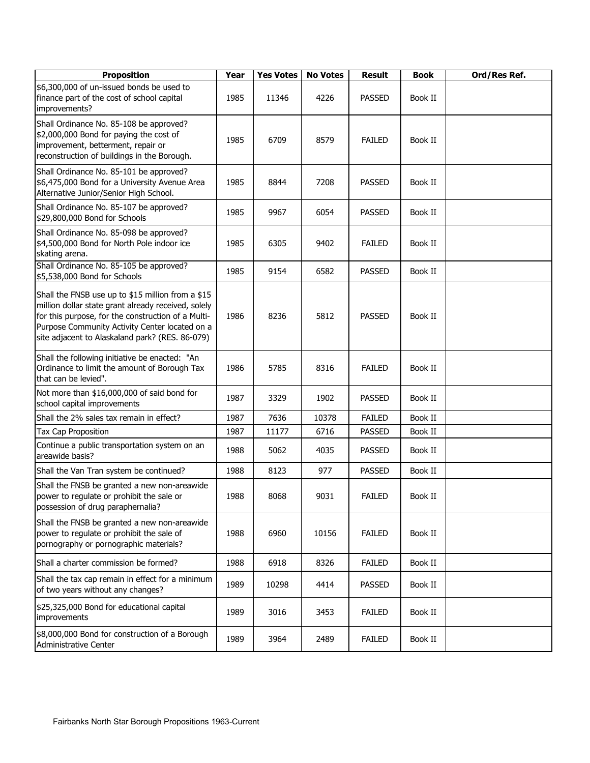| Proposition | Year | Yes Votes | No Votes | Result | Book | Ord/Res Ref. |
|---|---|---|---|---|---|---|
| $6,300,000 of un-issued bonds be used to finance part of the cost of school capital improvements? | 1985 | 11346 | 4226 | PASSED | Book II | |
| Shall Ordinance No. 85-108 be approved? $2,000,000 Bond for paying the cost of improvement, betterment, repair or reconstruction of buildings in the Borough. | 1985 | 6709 | 8579 | FAILED | Book II | |
| Shall Ordinance No. 85-101 be approved? $6,475,000 Bond for a University Avenue Area Alternative Junior/Senior High School. | 1985 | 8844 | 7208 | PASSED | Book II | |
| Shall Ordinance No. 85-107 be approved? $29,800,000 Bond for Schools | 1985 | 9967 | 6054 | PASSED | Book II | |
| Shall Ordinance No. 85-098 be approved? $4,500,000 Bond for North Pole indoor ice skating arena. | 1985 | 6305 | 9402 | FAILED | Book II | |
| Shall Ordinance No. 85-105 be approved? $5,538,000 Bond for Schools | 1985 | 9154 | 6582 | PASSED | Book II | |
| Shall the FNSB use up to $15 million from a $15 million dollar state grant already received, solely for this purpose, for the construction of a Multi-Purpose Community Activity Center located on a site adjacent to Alaskaland park? (RES. 86-079) | 1986 | 8236 | 5812 | PASSED | Book II | |
| Shall the following initiative be enacted: "An Ordinance to limit the amount of Borough Tax that can be levied". | 1986 | 5785 | 8316 | FAILED | Book II | |
| Not more than $16,000,000 of said bond for school capital improvements | 1987 | 3329 | 1902 | PASSED | Book II | |
| Shall the 2% sales tax remain in effect? | 1987 | 7636 | 10378 | FAILED | Book II | |
| Tax Cap Proposition | 1987 | 11177 | 6716 | PASSED | Book II | |
| Continue a public transportation system on an areawide basis? | 1988 | 5062 | 4035 | PASSED | Book II | |
| Shall the Van Tran system be continued? | 1988 | 8123 | 977 | PASSED | Book II | |
| Shall the FNSB be granted a new non-areawide power to regulate or prohibit the sale or possession of drug paraphernalia? | 1988 | 8068 | 9031 | FAILED | Book II | |
| Shall the FNSB be granted a new non-areawide power to regulate or prohibit the sale of pornography or pornographic materials? | 1988 | 6960 | 10156 | FAILED | Book II | |
| Shall a charter commission be formed? | 1988 | 6918 | 8326 | FAILED | Book II | |
| Shall the tax cap remain in effect for a minimum of two years without any changes? | 1989 | 10298 | 4414 | PASSED | Book II | |
| $25,325,000 Bond for educational capital improvements | 1989 | 3016 | 3453 | FAILED | Book II | |
| $8,000,000 Bond for construction of a Borough Administrative Center | 1989 | 3964 | 2489 | FAILED | Book II | |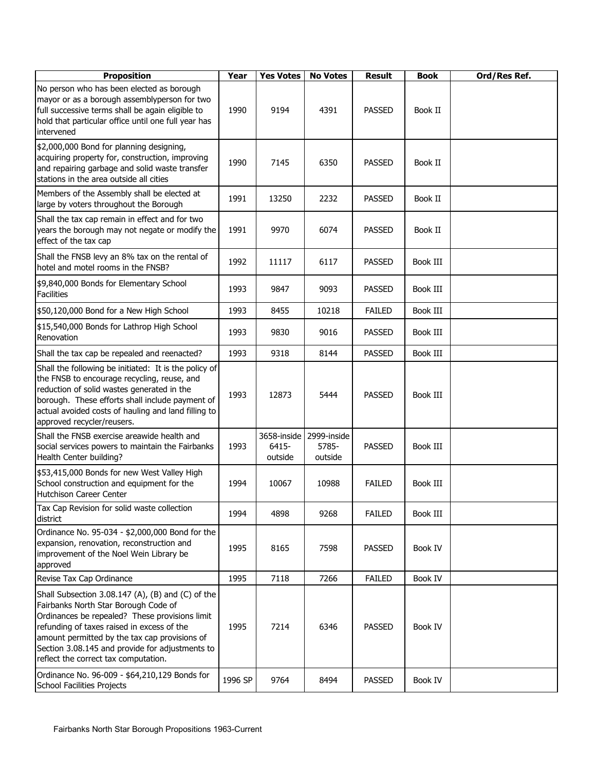| Proposition | Year | Yes Votes | No Votes | Result | Book | Ord/Res Ref. |
|---|---|---|---|---|---|---|
| No person who has been elected as borough mayor or as a borough assemblyperson for two full successive terms shall be again eligible to hold that particular office until one full year has intervened | 1990 | 9194 | 4391 | PASSED | Book II | |
| $2,000,000 Bond for planning designing, acquiring property for, construction, improving and repairing garbage and solid waste transfer stations in the area outside all cities | 1990 | 7145 | 6350 | PASSED | Book II | |
| Members of the Assembly shall be elected at large by voters throughout the Borough | 1991 | 13250 | 2232 | PASSED | Book II | |
| Shall the tax cap remain in effect and for two years the borough may not negate or modify the effect of the tax cap | 1991 | 9970 | 6074 | PASSED | Book II | |
| Shall the FNSB levy an 8% tax on the rental of hotel and motel rooms in the FNSB? | 1992 | 11117 | 6117 | PASSED | Book III | |
| $9,840,000 Bonds for Elementary School Facilities | 1993 | 9847 | 9093 | PASSED | Book III | |
| $50,120,000 Bond for a New High School | 1993 | 8455 | 10218 | FAILED | Book III | |
| $15,540,000 Bonds for Lathrop High School Renovation | 1993 | 9830 | 9016 | PASSED | Book III | |
| Shall the tax cap be repealed and reenacted? | 1993 | 9318 | 8144 | PASSED | Book III | |
| Shall the following be initiated: It is the policy of the FNSB to encourage recycling, reuse, and reduction of solid wastes generated in the borough. These efforts shall include payment of actual avoided costs of hauling and land filling to approved recycler/reusers. | 1993 | 12873 | 5444 | PASSED | Book III | |
| Shall the FNSB exercise areawide health and social services powers to maintain the Fairbanks Health Center building? | 1993 | 3658-inside 6415-outside | 2999-inside 5785-outside | PASSED | Book III | |
| $53,415,000 Bonds for new West Valley High School construction and equipment for the Hutchison Career Center | 1994 | 10067 | 10988 | FAILED | Book III | |
| Tax Cap Revision for solid waste collection district | 1994 | 4898 | 9268 | FAILED | Book III | |
| Ordinance No. 95-034 - $2,000,000 Bond for the expansion, renovation, reconstruction and improvement of the Noel Wein Library be approved | 1995 | 8165 | 7598 | PASSED | Book IV | |
| Revise Tax Cap Ordinance | 1995 | 7118 | 7266 | FAILED | Book IV | |
| Shall Subsection 3.08.147 (A), (B) and (C) of the Fairbanks North Star Borough Code of Ordinances be repealed? These provisions limit refunding of taxes raised in excess of the amount permitted by the tax cap provisions of Section 3.08.145 and provide for adjustments to reflect the correct tax computation. | 1995 | 7214 | 6346 | PASSED | Book IV | |
| Ordinance No. 96-009 - $64,210,129 Bonds for School Facilities Projects | 1996 SP | 9764 | 8494 | PASSED | Book IV | |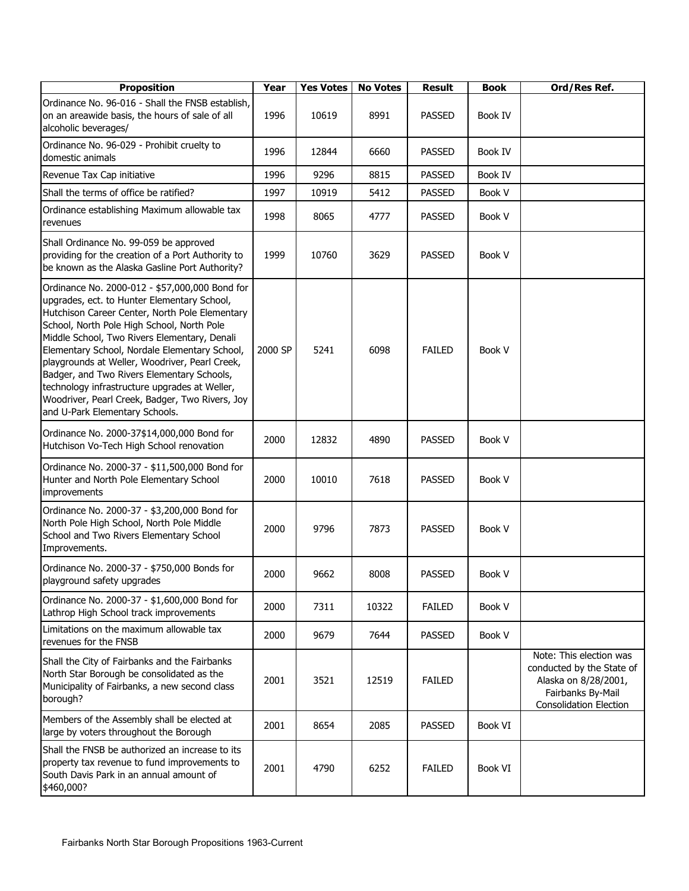| Proposition | Year | Yes Votes | No Votes | Result | Book | Ord/Res Ref. |
|---|---|---|---|---|---|---|
| Ordinance No. 96-016 - Shall the FNSB establish, on an areawide basis, the hours of sale of all alcoholic beverages/ | 1996 | 10619 | 8991 | PASSED | Book IV | |
| Ordinance No. 96-029 - Prohibit cruelty to domestic animals | 1996 | 12844 | 6660 | PASSED | Book IV | |
| Revenue Tax Cap initiative | 1996 | 9296 | 8815 | PASSED | Book IV | |
| Shall the terms of office be ratified? | 1997 | 10919 | 5412 | PASSED | Book V | |
| Ordinance establishing Maximum allowable tax revenues | 1998 | 8065 | 4777 | PASSED | Book V | |
| Shall Ordinance No. 99-059 be approved providing for the creation of a Port Authority to be known as the Alaska Gasline Port Authority? | 1999 | 10760 | 3629 | PASSED | Book V | |
| Ordinance No. 2000-012 - $57,000,000 Bond for upgrades, ect. to Hunter Elementary School, Hutchison Career Center, North Pole Elementary School, North Pole High School, North Pole Middle School, Two Rivers Elementary, Denali Elementary School, Nordale Elementary School, playgrounds at Weller, Woodriver, Pearl Creek, Badger, and Two Rivers Elementary Schools, technology infrastructure upgrades at Weller, Woodriver, Pearl Creek, Badger, Two Rivers, Joy and U-Park Elementary Schools. | 2000 SP | 5241 | 6098 | FAILED | Book V | |
| Ordinance No. 2000-37$14,000,000 Bond for Hutchison Vo-Tech High School renovation | 2000 | 12832 | 4890 | PASSED | Book V | |
| Ordinance No. 2000-37 - $11,500,000 Bond for Hunter and North Pole Elementary School improvements | 2000 | 10010 | 7618 | PASSED | Book V | |
| Ordinance No. 2000-37 - $3,200,000 Bond for North Pole High School, North Pole Middle School and Two Rivers Elementary School Improvements. | 2000 | 9796 | 7873 | PASSED | Book V | |
| Ordinance No. 2000-37 - $750,000 Bonds for playground safety upgrades | 2000 | 9662 | 8008 | PASSED | Book V | |
| Ordinance No. 2000-37 - $1,600,000 Bond for Lathrop High School track improvements | 2000 | 7311 | 10322 | FAILED | Book V | |
| Limitations on the maximum allowable tax revenues for the FNSB | 2000 | 9679 | 7644 | PASSED | Book V | |
| Shall the City of Fairbanks and the Fairbanks North Star Borough be consolidated as the Municipality of Fairbanks, a new second class borough? | 2001 | 3521 | 12519 | FAILED | | Note: This election was conducted by the State of Alaska on 8/28/2001, Fairbanks By-Mail Consolidation Election |
| Members of the Assembly shall be elected at large by voters throughout the Borough | 2001 | 8654 | 2085 | PASSED | Book VI | |
| Shall the FNSB be authorized an increase to its property tax revenue to fund improvements to South Davis Park in an annual amount of $460,000? | 2001 | 4790 | 6252 | FAILED | Book VI | |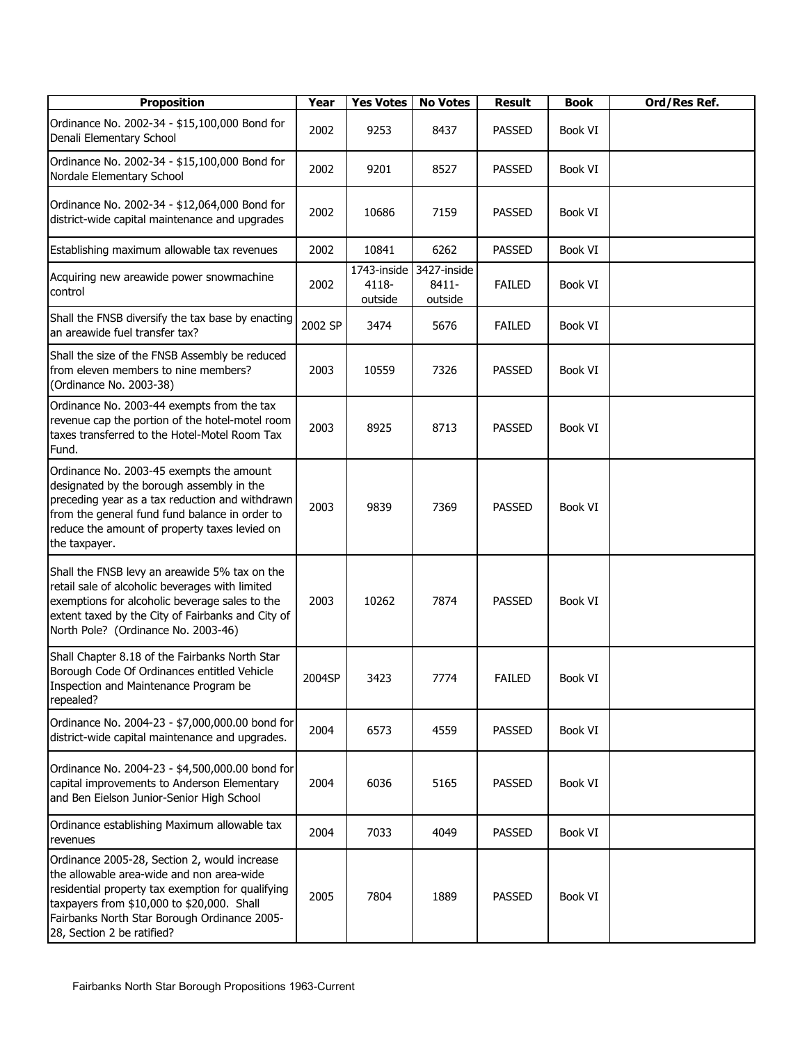| Proposition | Year | Yes Votes | No Votes | Result | Book | Ord/Res Ref. |
|---|---|---|---|---|---|---|
| Ordinance No. 2002-34 - $15,100,000 Bond for Denali Elementary School | 2002 | 9253 | 8437 | PASSED | Book VI | |
| Ordinance No. 2002-34 - $15,100,000 Bond for Nordale Elementary School | 2002 | 9201 | 8527 | PASSED | Book VI | |
| Ordinance No. 2002-34 - $12,064,000 Bond for district-wide capital maintenance and upgrades | 2002 | 10686 | 7159 | PASSED | Book VI | |
| Establishing maximum allowable tax revenues | 2002 | 10841 | 6262 | PASSED | Book VI | |
| Acquiring new areawide power snowmachine control | 2002 | 1743-inside 4118-outside | 3427-inside 8411-outside | FAILED | Book VI | |
| Shall the FNSB diversify the tax base by enacting an areawide fuel transfer tax? | 2002 SP | 3474 | 5676 | FAILED | Book VI | |
| Shall the size of the FNSB Assembly be reduced from eleven members to nine members? (Ordinance No. 2003-38) | 2003 | 10559 | 7326 | PASSED | Book VI | |
| Ordinance No. 2003-44 exempts from the tax revenue cap the portion of the hotel-motel room taxes transferred to the Hotel-Motel Room Tax Fund. | 2003 | 8925 | 8713 | PASSED | Book VI | |
| Ordinance No. 2003-45 exempts the amount designated by the borough assembly in the preceding year as a tax reduction and withdrawn from the general fund fund balance in order to reduce the amount of property taxes levied on the taxpayer. | 2003 | 9839 | 7369 | PASSED | Book VI | |
| Shall the FNSB levy an areawide 5% tax on the retail sale of alcoholic beverages with limited exemptions for alcoholic beverage sales to the extent taxed by the City of Fairbanks and City of North Pole? (Ordinance No. 2003-46) | 2003 | 10262 | 7874 | PASSED | Book VI | |
| Shall Chapter 8.18 of the Fairbanks North Star Borough Code Of Ordinances entitled Vehicle Inspection and Maintenance Program be repealed? | 2004SP | 3423 | 7774 | FAILED | Book VI | |
| Ordinance No. 2004-23 - $7,000,000.00 bond for district-wide capital maintenance and upgrades. | 2004 | 6573 | 4559 | PASSED | Book VI | |
| Ordinance No. 2004-23 - $4,500,000.00 bond for capital improvements to Anderson Elementary and Ben Eielson Junior-Senior High School | 2004 | 6036 | 5165 | PASSED | Book VI | |
| Ordinance establishing Maximum allowable tax revenues | 2004 | 7033 | 4049 | PASSED | Book VI | |
| Ordinance 2005-28, Section 2, would increase the allowable area-wide and non area-wide residential property tax exemption for qualifying taxpayers from $10,000 to $20,000. Shall Fairbanks North Star Borough Ordinance 2005-28, Section 2 be ratified? | 2005 | 7804 | 1889 | PASSED | Book VI | |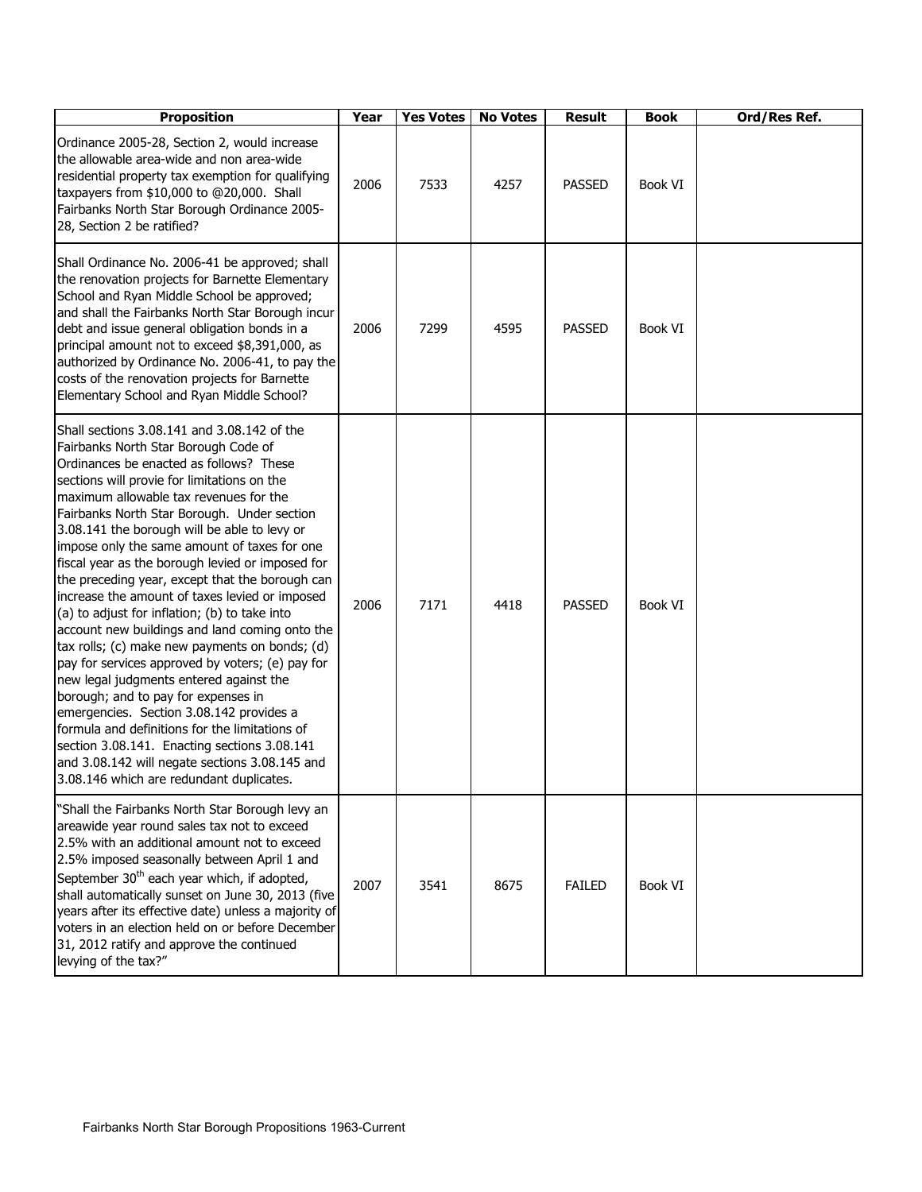| Proposition | Year | Yes Votes | No Votes | Result | Book | Ord/Res Ref. |
|---|---|---|---|---|---|---|
| Ordinance 2005-28, Section 2, would increase the allowable area-wide and non area-wide residential property tax exemption for qualifying taxpayers from $10,000 to @20,000. Shall Fairbanks North Star Borough Ordinance 2005-28, Section 2 be ratified? | 2006 | 7533 | 4257 | PASSED | Book VI | |
| Shall Ordinance No. 2006-41 be approved; shall the renovation projects for Barnette Elementary School and Ryan Middle School be approved; and shall the Fairbanks North Star Borough incur debt and issue general obligation bonds in a principal amount not to exceed $8,391,000, as authorized by Ordinance No. 2006-41, to pay the costs of the renovation projects for Barnette Elementary School and Ryan Middle School? | 2006 | 7299 | 4595 | PASSED | Book VI | |
| Shall sections 3.08.141 and 3.08.142 of the Fairbanks North Star Borough Code of Ordinances be enacted as follows? These sections will provie for limitations on the maximum allowable tax revenues for the Fairbanks North Star Borough. Under section 3.08.141 the borough will be able to levy or impose only the same amount of taxes for one fiscal year as the borough levied or imposed for the preceding year, except that the borough can increase the amount of taxes levied or imposed (a) to adjust for inflation; (b) to take into account new buildings and land coming onto the tax rolls; (c) make new payments on bonds; (d) pay for services approved by voters; (e) pay for new legal judgments entered against the borough; and to pay for expenses in emergencies. Section 3.08.142 provides a formula and definitions for the limitations of section 3.08.141. Enacting sections 3.08.141 and 3.08.142 will negate sections 3.08.145 and 3.08.146 which are redundant duplicates. | 2006 | 7171 | 4418 | PASSED | Book VI | |
| "Shall the Fairbanks North Star Borough levy an areawide year round sales tax not to exceed 2.5% with an additional amount not to exceed 2.5% imposed seasonally between April 1 and September 30th each year which, if adopted, shall automatically sunset on June 30, 2013 (five years after its effective date) unless a majority of voters in an election held on or before December 31, 2012 ratify and approve the continued levying of the tax?" | 2007 | 3541 | 8675 | FAILED | Book VI | |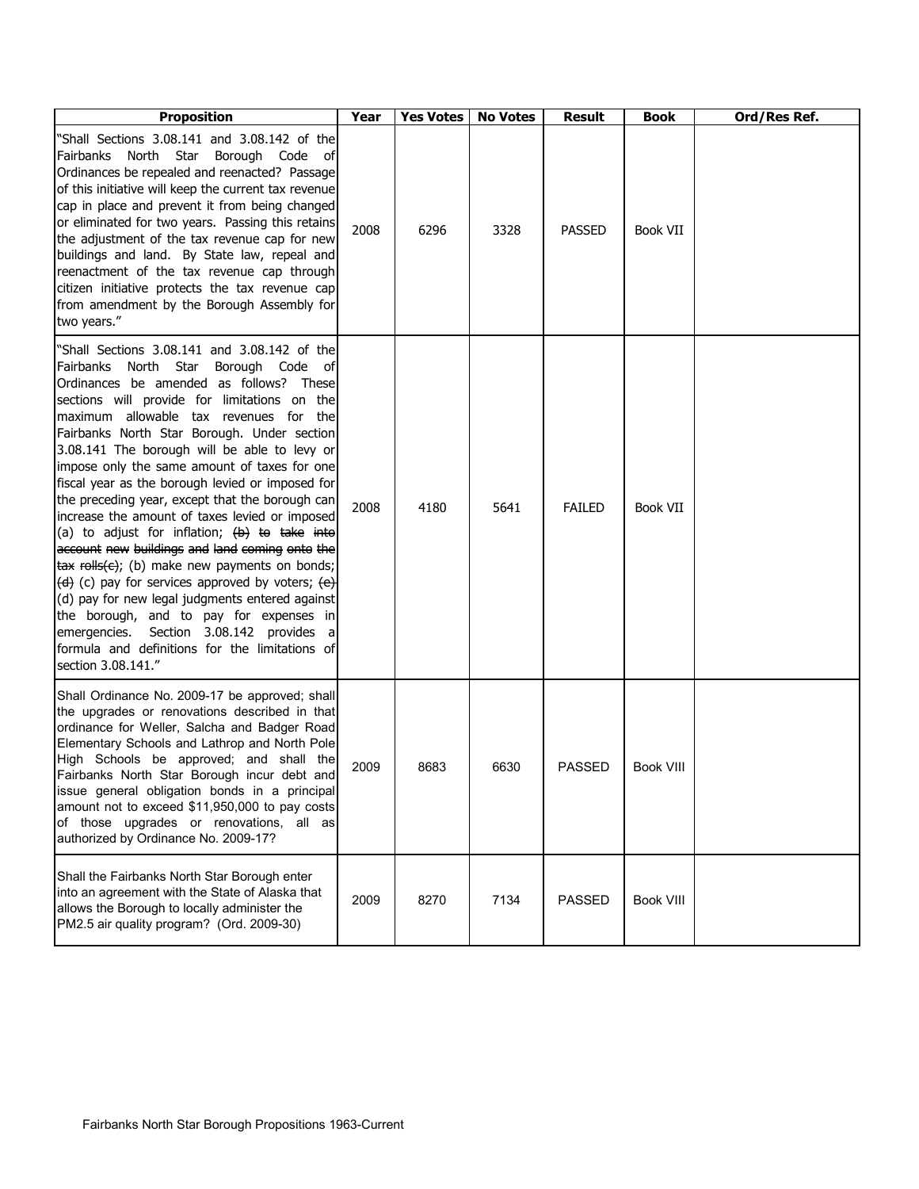| Proposition | Year | Yes Votes | No Votes | Result | Book | Ord/Res Ref. |
|---|---|---|---|---|---|---|
| "Shall Sections 3.08.141 and 3.08.142 of the Fairbanks North Star Borough Code of Ordinances be repealed and reenacted? Passage of this initiative will keep the current tax revenue cap in place and prevent it from being changed or eliminated for two years. Passing this retains the adjustment of the tax revenue cap for new buildings and land. By State law, repeal and reenactment of the tax revenue cap through citizen initiative protects the tax revenue cap from amendment by the Borough Assembly for two years." | 2008 | 6296 | 3328 | PASSED | Book VII | |
| "Shall Sections 3.08.141 and 3.08.142 of the Fairbanks North Star Borough Code of Ordinances be amended as follows? These sections will provide for limitations on the maximum allowable tax revenues for the Fairbanks North Star Borough. Under section 3.08.141 The borough will be able to levy or impose only the same amount of taxes for one fiscal year as the borough levied or imposed for the preceding year, except that the borough can increase the amount of taxes levied or imposed (a) to adjust for inflation; ~~(b) to take into account new buildings and land coming onto the tax rolls(c)~~; (b) make new payments on bonds; ~~(d)~~ (c) pay for services approved by voters; ~~(e)~~ (d) pay for new legal judgments entered against the borough, and to pay for expenses in emergencies. Section 3.08.142 provides a formula and definitions for the limitations of section 3.08.141." | 2008 | 4180 | 5641 | FAILED | Book VII | |
| Shall Ordinance No. 2009-17 be approved; shall the upgrades or renovations described in that ordinance for Weller, Salcha and Badger Road Elementary Schools and Lathrop and North Pole High Schools be approved; and shall the Fairbanks North Star Borough incur debt and issue general obligation bonds in a principal amount not to exceed $11,950,000 to pay costs of those upgrades or renovations, all as authorized by Ordinance No. 2009-17? | 2009 | 8683 | 6630 | PASSED | Book VIII | |
| Shall the Fairbanks North Star Borough enter into an agreement with the State of Alaska that allows the Borough to locally administer the PM2.5 air quality program? (Ord. 2009-30) | 2009 | 8270 | 7134 | PASSED | Book VIII | |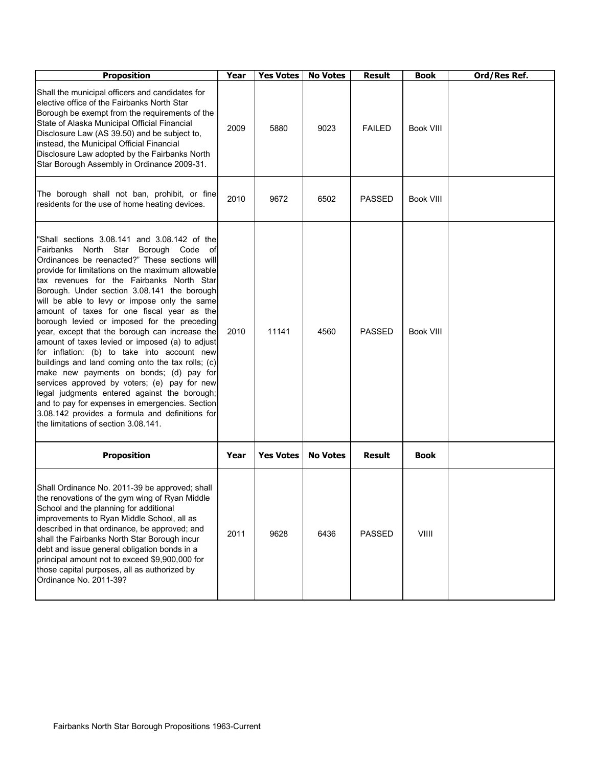| Proposition | Year | Yes Votes | No Votes | Result | Book | Ord/Res Ref. |
|---|---|---|---|---|---|---|
| Shall the municipal officers and candidates for elective office of the Fairbanks North Star Borough be exempt from the requirements of the State of Alaska Municipal Official Financial Disclosure Law (AS 39.50) and be subject to, instead, the Municipal Official Financial Disclosure Law adopted by the Fairbanks North Star Borough Assembly in Ordinance 2009-31. | 2009 | 5880 | 9023 | FAILED | Book VIII | |
| The borough shall not ban, prohibit, or fine residents for the use of home heating devices. | 2010 | 9672 | 6502 | PASSED | Book VIII | |
| "Shall sections 3.08.141 and 3.08.142 of the Fairbanks North Star Borough Code of Ordinances be reenacted?" These sections will provide for limitations on the maximum allowable tax revenues for the Fairbanks North Star Borough. Under section 3.08.141 the borough will be able to levy or impose only the same amount of taxes for one fiscal year as the borough levied or imposed for the preceding year, except that the borough can increase the amount of taxes levied or imposed (a) to adjust for inflation: (b) to take into account new buildings and land coming onto the tax rolls; (c) make new payments on bonds; (d) pay for services approved by voters; (e) pay for new legal judgments entered against the borough; and to pay for expenses in emergencies. Section 3.08.142 provides a formula and definitions for the limitations of section 3.08.141. | 2010 | 11141 | 4560 | PASSED | Book VIII | |
| **Proposition** | **Year** | **Yes Votes** | **No Votes** | **Result** | **Book** | |
| Shall Ordinance No. 2011-39 be approved; shall the renovations of the gym wing of Ryan Middle School and the planning for additional improvements to Ryan Middle School, all as described in that ordinance, be approved; and shall the Fairbanks North Star Borough incur debt and issue general obligation bonds in a principal amount not to exceed $9,900,000 for those capital purposes, all as authorized by Ordinance No. 2011-39? | 2011 | 9628 | 6436 | PASSED | VIIII | |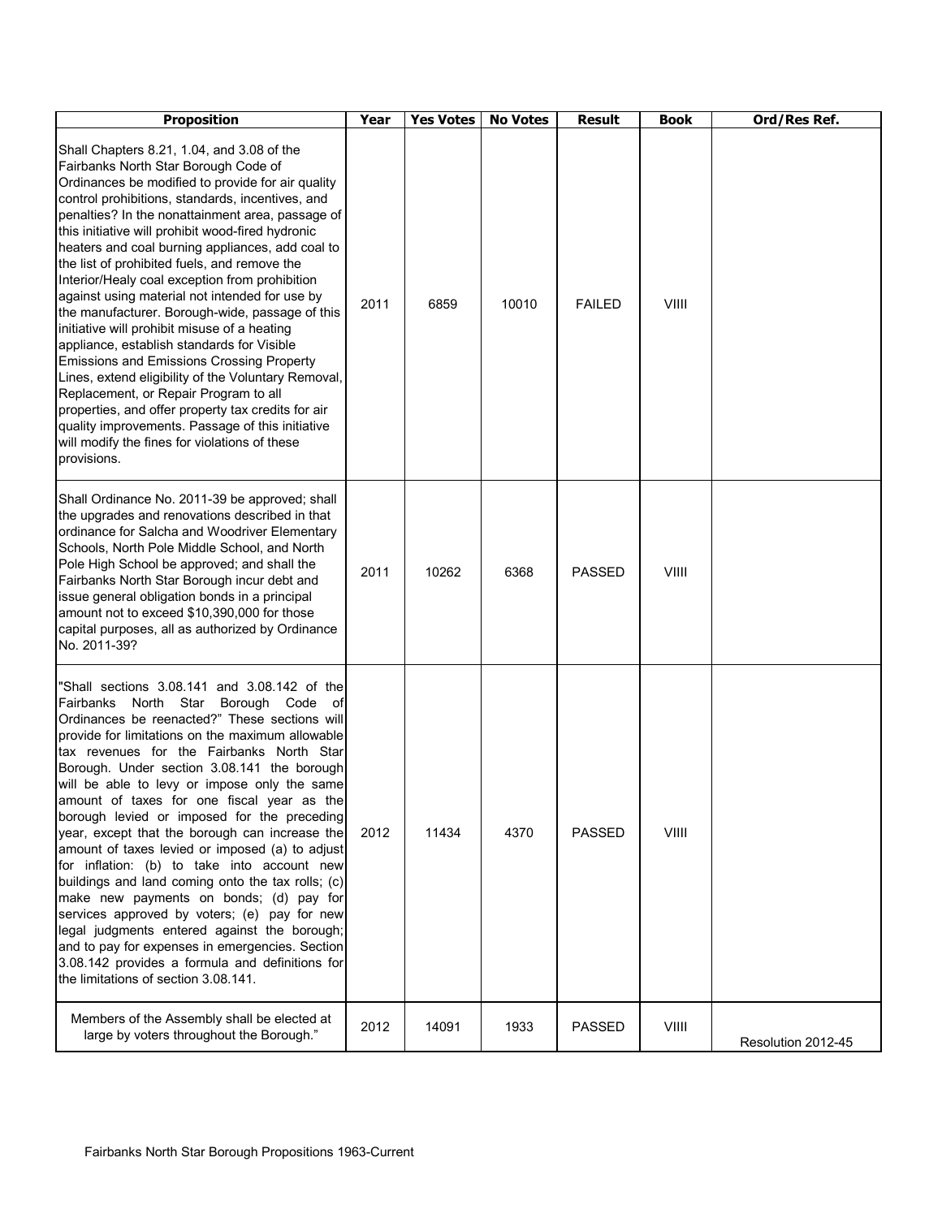| Proposition | Year | Yes Votes | No Votes | Result | Book | Ord/Res Ref. |
|---|---|---|---|---|---|---|
| Shall Chapters 8.21, 1.04, and 3.08 of the Fairbanks North Star Borough Code of Ordinances be modified to provide for air quality control prohibitions, standards, incentives, and penalties? In the nonattainment area, passage of this initiative will prohibit wood-fired hydronic heaters and coal burning appliances, add coal to the list of prohibited fuels, and remove the Interior/Healy coal exception from prohibition against using material not intended for use by the manufacturer. Borough-wide, passage of this initiative will prohibit misuse of a heating appliance, establish standards for Visible Emissions and Emissions Crossing Property Lines, extend eligibility of the Voluntary Removal, Replacement, or Repair Program to all properties, and offer property tax credits for air quality improvements. Passage of this initiative will modify the fines for violations of these provisions. | 2011 | 6859 | 10010 | FAILED | VIIII | |
| Shall Ordinance No. 2011-39 be approved; shall the upgrades and renovations described in that ordinance for Salcha and Woodriver Elementary Schools, North Pole Middle School, and North Pole High School be approved; and shall the Fairbanks North Star Borough incur debt and issue general obligation bonds in a principal amount not to exceed $10,390,000 for those capital purposes, all as authorized by Ordinance No. 2011-39? | 2011 | 10262 | 6368 | PASSED | VIIII | |
| "Shall sections 3.08.141 and 3.08.142 of the Fairbanks North Star Borough Code of Ordinances be reenacted?" These sections will provide for limitations on the maximum allowable tax revenues for the Fairbanks North Star Borough. Under section 3.08.141 the borough will be able to levy or impose only the same amount of taxes for one fiscal year as the borough levied or imposed for the preceding year, except that the borough can increase the amount of taxes levied or imposed (a) to adjust for inflation: (b) to take into account new buildings and land coming onto the tax rolls; (c) make new payments on bonds; (d) pay for services approved by voters; (e) pay for new legal judgments entered against the borough; and to pay for expenses in emergencies. Section 3.08.142 provides a formula and definitions for the limitations of section 3.08.141. | 2012 | 11434 | 4370 | PASSED | VIIII | |
| Members of the Assembly shall be elected at large by voters throughout the Borough." | 2012 | 14091 | 1933 | PASSED | VIIII | Resolution 2012-45 |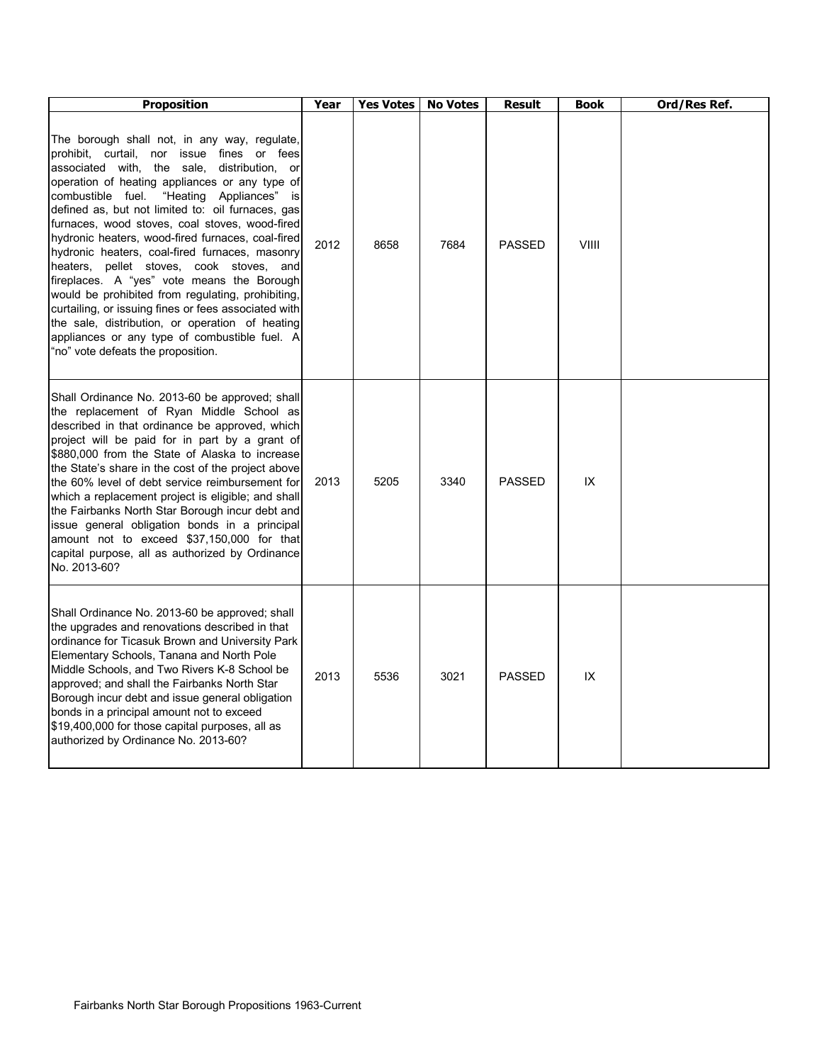| Proposition | Year | Yes Votes | No Votes | Result | Book | Ord/Res Ref. |
|---|---|---|---|---|---|---|
| The borough shall not, in any way, regulate, prohibit, curtail, nor issue fines or fees associated with, the sale, distribution, or operation of heating appliances or any type of combustible fuel. "Heating Appliances" is defined as, but not limited to: oil furnaces, gas furnaces, wood stoves, coal stoves, wood-fired hydronic heaters, wood-fired furnaces, coal-fired hydronic heaters, coal-fired furnaces, masonry heaters, pellet stoves, cook stoves, and fireplaces. A "yes" vote means the Borough would be prohibited from regulating, prohibiting, curtailing, or issuing fines or fees associated with the sale, distribution, or operation of heating appliances or any type of combustible fuel. A "no" vote defeats the proposition. | 2012 | 8658 | 7684 | PASSED | VIIII | |
| Shall Ordinance No. 2013-60 be approved; shall the replacement of Ryan Middle School as described in that ordinance be approved, which project will be paid for in part by a grant of $880,000 from the State of Alaska to increase the State's share in the cost of the project above the 60% level of debt service reimbursement for which a replacement project is eligible; and shall the Fairbanks North Star Borough incur debt and issue general obligation bonds in a principal amount not to exceed $37,150,000 for that capital purpose, all as authorized by Ordinance No. 2013-60? | 2013 | 5205 | 3340 | PASSED | IX | |
| Shall Ordinance No. 2013-60 be approved; shall the upgrades and renovations described in that ordinance for Ticasuk Brown and University Park Elementary Schools, Tanana and North Pole Middle Schools, and Two Rivers K-8 School be approved; and shall the Fairbanks North Star Borough incur debt and issue general obligation bonds in a principal amount not to exceed $19,400,000 for those capital purposes, all as authorized by Ordinance No. 2013-60? | 2013 | 5536 | 3021 | PASSED | IX | |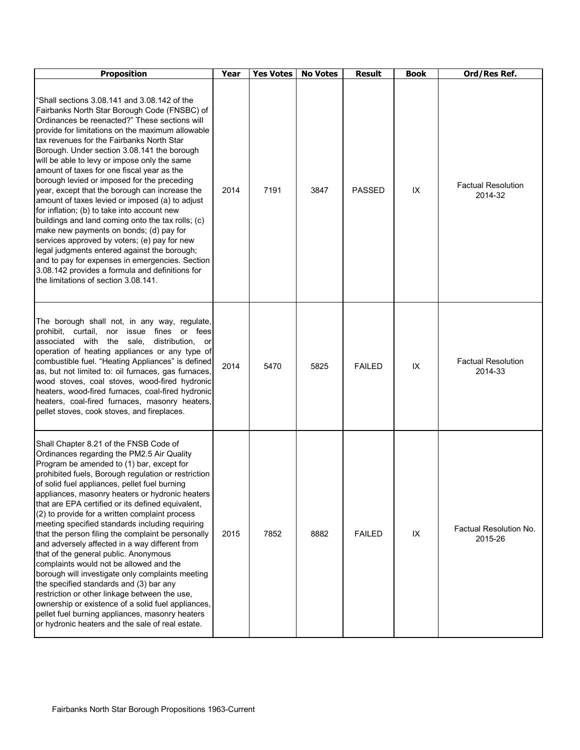| Proposition | Year | Yes Votes | No Votes | Result | Book | Ord/Res Ref. |
|---|---|---|---|---|---|---|
| "Shall sections 3.08.141 and 3.08.142 of the Fairbanks North Star Borough Code (FNSBC) of Ordinances be reenacted?" These sections will provide for limitations on the maximum allowable tax revenues for the Fairbanks North Star Borough. Under section 3.08.141 the borough will be able to levy or impose only the same amount of taxes for one fiscal year as the borough levied or imposed for the preceding year, except that the borough can increase the amount of taxes levied or imposed (a) to adjust for inflation; (b) to take into account new buildings and land coming onto the tax rolls; (c) make new payments on bonds; (d) pay for services approved by voters; (e) pay for new legal judgments entered against the borough; and to pay for expenses in emergencies. Section 3.08.142 provides a formula and definitions for the limitations of section 3.08.141. | 2014 | 7191 | 3847 | PASSED | IX | Factual Resolution 2014-32 |
| The borough shall not, in any way, regulate, prohibit, curtail, nor issue fines or fees associated with the sale, distribution, or operation of heating appliances or any type of combustible fuel. "Heating Appliances" is defined as, but not limited to: oil furnaces, gas furnaces, wood stoves, coal stoves, wood-fired hydronic heaters, wood-fired furnaces, coal-fired hydronic heaters, coal-fired furnaces, masonry heaters, pellet stoves, cook stoves, and fireplaces. | 2014 | 5470 | 5825 | FAILED | IX | Factual Resolution 2014-33 |
| Shall Chapter 8.21 of the FNSB Code of Ordinances regarding the PM2.5 Air Quality Program be amended to (1) bar, except for prohibited fuels, Borough regulation or restriction of solid fuel appliances, pellet fuel burning appliances, masonry heaters or hydronic heaters that are EPA certified or its defined equivalent, (2) to provide for a written complaint process meeting specified standards including requiring that the person filing the complaint be personally and adversely affected in a way different from that of the general public. Anonymous complaints would not be allowed and the borough will investigate only complaints meeting the specified standards and (3) bar any restriction or other linkage between the use, ownership or existence of a solid fuel appliances, pellet fuel burning appliances, masonry heaters or hydronic heaters and the sale of real estate. | 2015 | 7852 | 8882 | FAILED | IX | Factual Resolution No. 2015-26 |

Fairbanks North Star Borough Propositions 1963-Current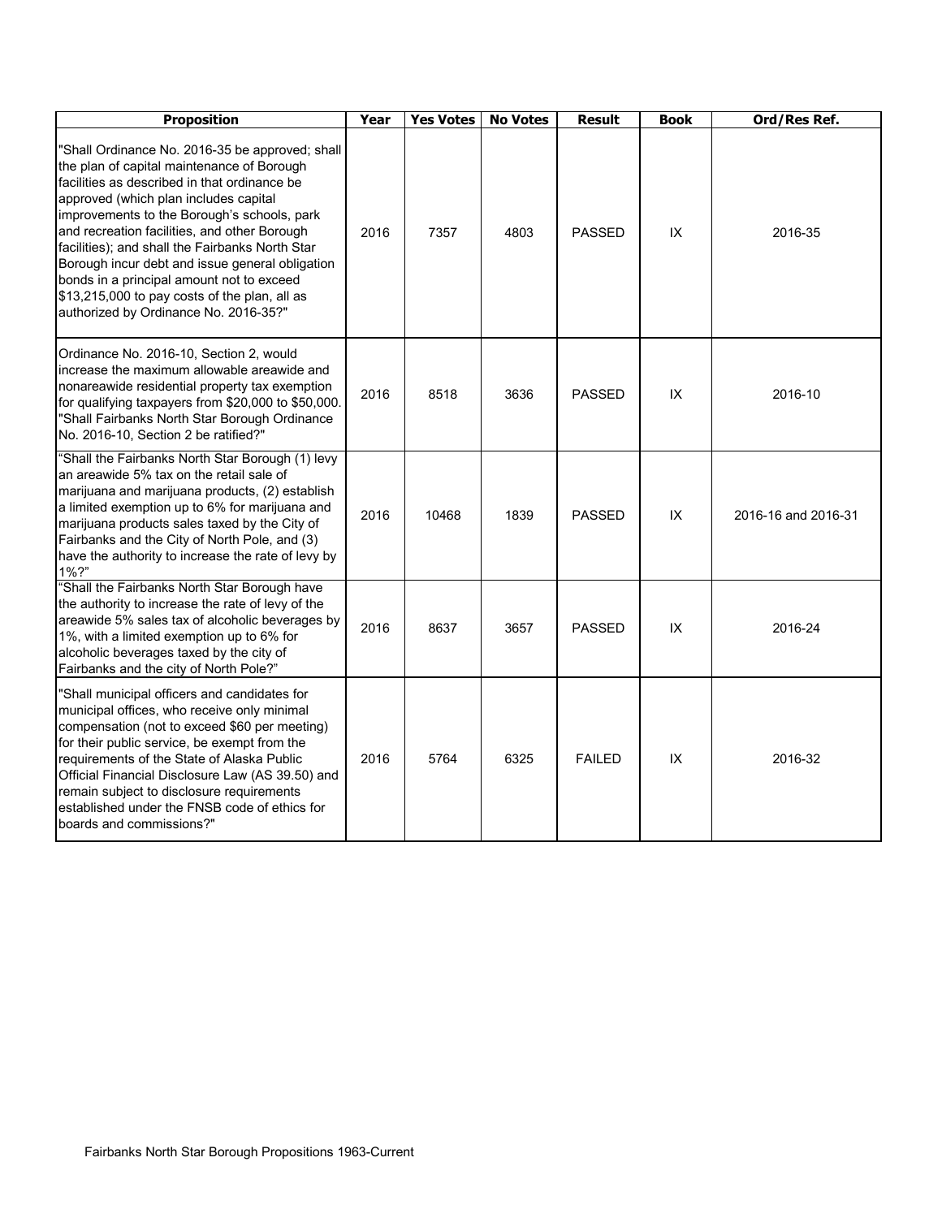| Proposition | Year | Yes Votes | No Votes | Result | Book | Ord/Res Ref. |
|---|---|---|---|---|---|---|
| "Shall Ordinance No. 2016-35 be approved; shall the plan of capital maintenance of Borough facilities as described in that ordinance be approved (which plan includes capital improvements to the Borough's schools, park and recreation facilities, and other Borough facilities); and shall the Fairbanks North Star Borough incur debt and issue general obligation bonds in a principal amount not to exceed $13,215,000 to pay costs of the plan, all as authorized by Ordinance No. 2016-35?" | 2016 | 7357 | 4803 | PASSED | IX | 2016-35 |
| Ordinance No. 2016-10, Section 2, would increase the maximum allowable areawide and nonareawide residential property tax exemption for qualifying taxpayers from $20,000 to $50,000. "Shall Fairbanks North Star Borough Ordinance No. 2016-10, Section 2 be ratified?" | 2016 | 8518 | 3636 | PASSED | IX | 2016-10 |
| "Shall the Fairbanks North Star Borough (1) levy an areawide 5% tax on the retail sale of marijuana and marijuana products, (2) establish a limited exemption up to 6% for marijuana and marijuana products sales taxed by the City of Fairbanks and the City of North Pole, and (3) have the authority to increase the rate of levy by 1%?" | 2016 | 10468 | 1839 | PASSED | IX | 2016-16 and 2016-31 |
| "Shall the Fairbanks North Star Borough have the authority to increase the rate of levy of the areawide 5% sales tax of alcoholic beverages by 1%, with a limited exemption up to 6% for alcoholic beverages taxed by the city of Fairbanks and the city of North Pole?" | 2016 | 8637 | 3657 | PASSED | IX | 2016-24 |
| "Shall municipal officers and candidates for municipal offices, who receive only minimal compensation (not to exceed $60 per meeting) for their public service, be exempt from the requirements of the State of Alaska Public Official Financial Disclosure Law (AS 39.50) and remain subject to disclosure requirements established under the FNSB code of ethics for boards and commissions?" | 2016 | 5764 | 6325 | FAILED | IX | 2016-32 |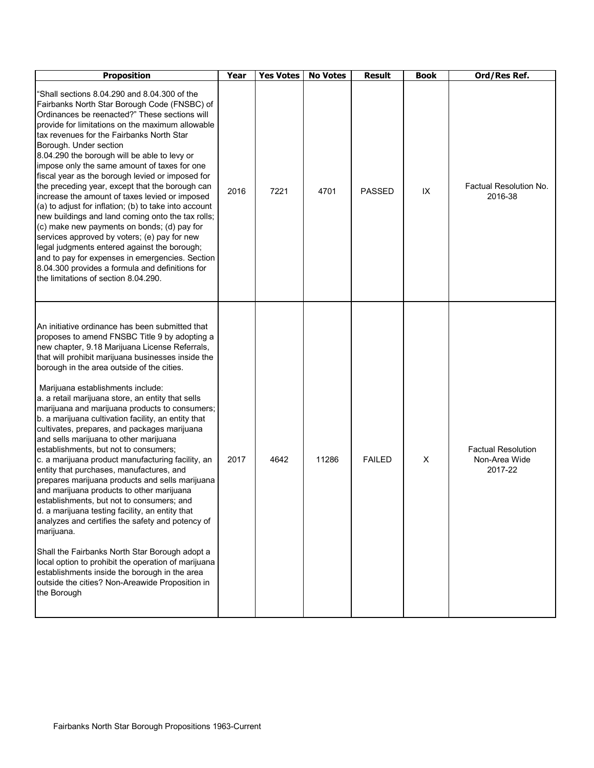| Proposition | Year | Yes Votes | No Votes | Result | Book | Ord/Res Ref. |
|---|---|---|---|---|---|---|
| "Shall sections 8.04.290 and 8.04.300 of the Fairbanks North Star Borough Code (FNSBC) of Ordinances be reenacted?" These sections will provide for limitations on the maximum allowable tax revenues for the Fairbanks North Star Borough. Under section 8.04.290 the borough will be able to levy or impose only the same amount of taxes for one fiscal year as the borough levied or imposed for the preceding year, except that the borough can increase the amount of taxes levied or imposed (a) to adjust for inflation; (b) to take into account new buildings and land coming onto the tax rolls; (c) make new payments on bonds; (d) pay for services approved by voters; (e) pay for new legal judgments entered against the borough; and to pay for expenses in emergencies. Section 8.04.300 provides a formula and definitions for the limitations of section 8.04.290. | 2016 | 7221 | 4701 | PASSED | IX | Factual Resolution No. 2016-38 |
| An initiative ordinance has been submitted that proposes to amend FNSBC Title 9 by adopting a new chapter, 9.18 Marijuana License Referrals, that will prohibit marijuana businesses inside the borough in the area outside of the cities.<br><br>Marijuana establishments include:<br>a. a retail marijuana store, an entity that sells marijuana and marijuana products to consumers;<br>b. a marijuana cultivation facility, an entity that cultivates, prepares, and packages marijuana and sells marijuana to other marijuana establishments, but not to consumers;<br>c. a marijuana product manufacturing facility, an entity that purchases, manufactures, and prepares marijuana products and sells marijuana and marijuana products to other marijuana establishments, but not to consumers; and<br>d. a marijuana testing facility, an entity that analyzes and certifies the safety and potency of marijuana.<br><br>Shall the Fairbanks North Star Borough adopt a local option to prohibit the operation of marijuana establishments inside the borough in the area outside the cities? Non-Areawide Proposition in the Borough | 2017 | 4642 | 11286 | FAILED | X | Factual Resolution Non-Area Wide 2017-22 |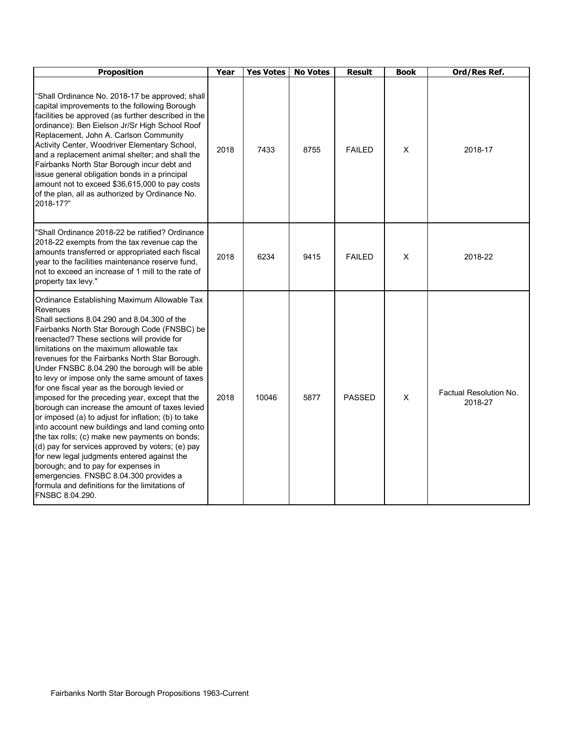| Proposition | Year | Yes Votes | No Votes | Result | Book | Ord/Res Ref. |
|---|---|---|---|---|---|---|
| "Shall Ordinance No. 2018-17 be approved; shall capital improvements to the following Borough facilities be approved (as further described in the ordinance): Ben Eielson Jr/Sr High School Roof Replacement, John A. Carlson Community Activity Center, Woodriver Elementary School, and a replacement animal shelter; and shall the Fairbanks North Star Borough incur debt and issue general obligation bonds in a principal amount not to exceed $36,615,000 to pay costs of the plan, all as authorized by Ordinance No. 2018-17?" | 2018 | 7433 | 8755 | FAILED | X | 2018-17 |
| "Shall Ordinance 2018-22 be ratified? Ordinance 2018-22 exempts from the tax revenue cap the amounts transferred or appropriated each fiscal year to the facilities maintenance reserve fund, not to exceed an increase of 1 mill to the rate of property tax levy." | 2018 | 6234 | 9415 | FAILED | X | 2018-22 |
| Ordinance Establishing Maximum Allowable Tax Revenues<br>Shall sections 8.04.290 and 8.04.300 of the Fairbanks North Star Borough Code (FNSBC) be reenacted? These sections will provide for limitations on the maximum allowable tax revenues for the Fairbanks North Star Borough. Under FNSBC 8.04.290 the borough will be able to levy or impose only the same amount of taxes for one fiscal year as the borough levied or imposed for the preceding year, except that the borough can increase the amount of taxes levied or imposed (a) to adjust for inflation; (b) to take into account new buildings and land coming onto the tax rolls; (c) make new payments on bonds; (d) pay for services approved by voters; (e) pay for new legal judgments entered against the borough; and to pay for expenses in emergencies. FNSBC 8.04.300 provides a formula and definitions for the limitations of FNSBC 8.04.290. | 2018 | 10046 | 5877 | PASSED | X | Factual Resolution No. 2018-27 |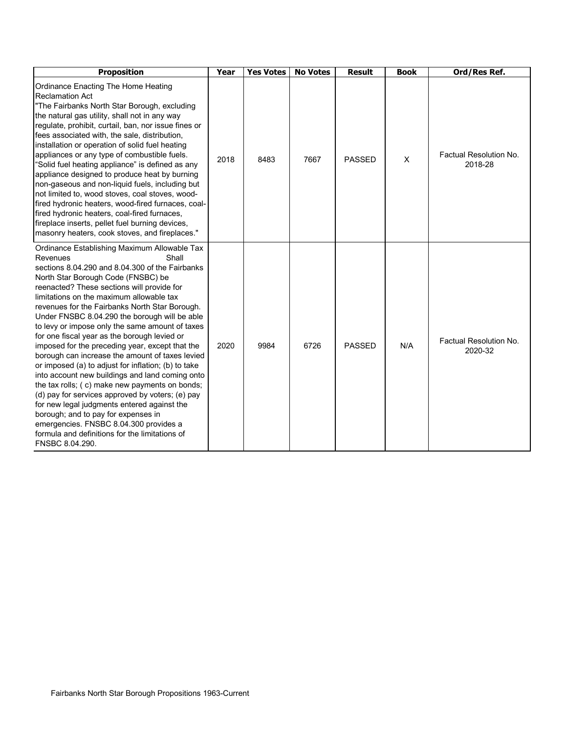| Proposition | Year | Yes Votes | No Votes | Result | Book | Ord/Res Ref. |
| --- | --- | --- | --- | --- | --- | --- |
| Ordinance Enacting The Home Heating Reclamation Act "The Fairbanks North Star Borough, excluding the natural gas utility, shall not in any way regulate, prohibit, curtail, ban, nor issue fines or fees associated with, the sale, distribution, installation or operation of solid fuel heating appliances or any type of combustible fuels. "Solid fuel heating appliance" is defined as any appliance designed to produce heat by burning non-gaseous and non-liquid fuels, including but not limited to, wood stoves, coal stoves, wood-fired hydronic heaters, wood-fired furnaces, coal-fired hydronic heaters, coal-fired furnaces, fireplace inserts, pellet fuel burning devices, masonry heaters, cook stoves, and fireplaces." | 2018 | 8483 | 7667 | PASSED | X | Factual Resolution No. 2018-28 |
| Ordinance Establishing Maximum Allowable Tax Revenues Shall sections 8.04.290 and 8.04.300 of the Fairbanks North Star Borough Code (FNSBC) be reenacted? These sections will provide for limitations on the maximum allowable tax revenues for the Fairbanks North Star Borough. Under FNSBC 8.04.290 the borough will be able to levy or impose only the same amount of taxes for one fiscal year as the borough levied or imposed for the preceding year, except that the borough can increase the amount of taxes levied or imposed (a) to adjust for inflation; (b) to take into account new buildings and land coming onto the tax rolls; ( c) make new payments on bonds; (d) pay for services approved by voters; (e) pay for new legal judgments entered against the borough; and to pay for expenses in emergencies. FNSBC 8.04.300 provides a formula and definitions for the limitations of FNSBC 8.04.290. | 2020 | 9984 | 6726 | PASSED | N/A | Factual Resolution No. 2020-32 |